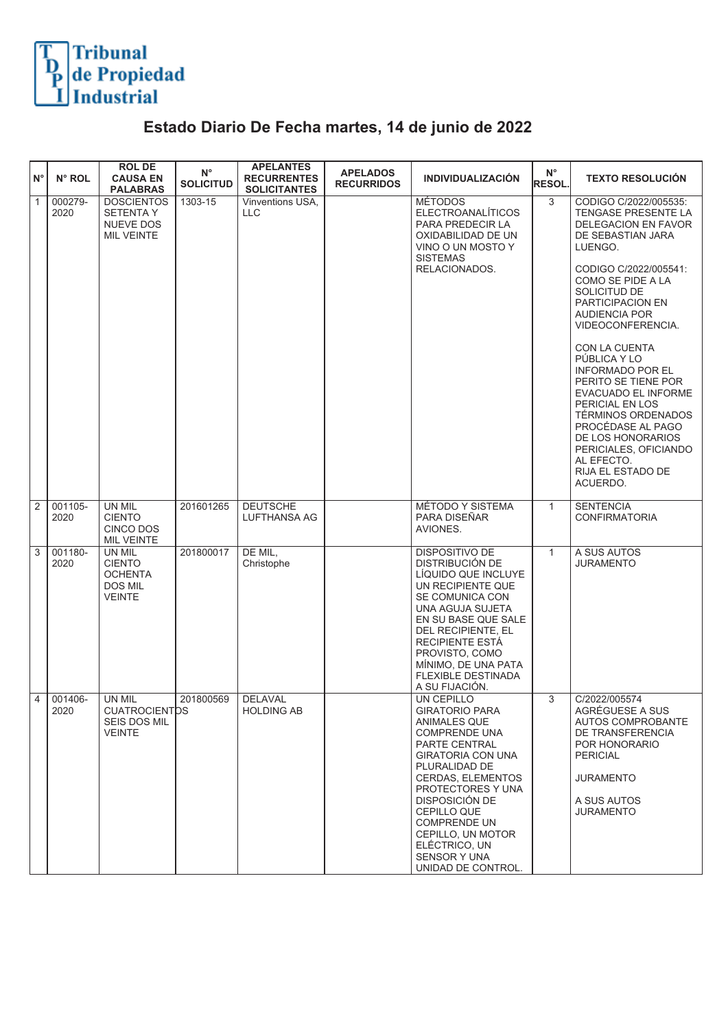Tribunal de Propiedad Industrial

# Estado Diario De Fecha martes, 14 de junio de 2022

| N° | N° ROL | ROL DE CAUSA EN PALABRAS | N° SOLICITUD | APELANTES RECURRENTES SOLICITANTES | APELADOS RECURRIDOS | INDIVIDUALIZACIÓN | N° RESOL. | TEXTO RESOLUCIÓN |
|---|---|---|---|---|---|---|---|---|
| 1 | 000279-2020 | DOSCIENTOS SETENTA Y NUEVE DOS MIL VEINTE | 1303-15 | Vinventions USA, LLC | | MÉTODOS ELECTROANALÍTICOS PARA PREDECIR LA OXIDABILIDAD DE UN VINO O UN MOSTO Y SISTEMAS RELACIONADOS. | 3 | CODIGO C/2022/005535: TENGASE PRESENTE LA DELEGACION EN FAVOR DE SEBASTIAN JARA LUENGO. CODIGO C/2022/005541: COMO SE PIDE A LA SOLICITUD DE PARTICIPACION EN AUDIENCIA POR VIDEOCONFERENCIA. CON LA CUENTA PÚBLICA Y LO INFORMADO POR EL PERITO SE TIENE POR EVACUADO EL INFORME PERICIAL EN LOS TÉRMINOS ORDENADOS PROCÉDASE AL PAGO DE LOS HONORARIOS PERICIALES, OFICIANDO AL EFECTO. RIJA EL ESTADO DE ACUERDO. |
| 2 | 001105-2020 | UN MIL CIENTO CINCO DOS MIL VEINTE | 201601265 | DEUTSCHE LUFTHANSA AG | | MÉTODO Y SISTEMA PARA DISEÑAR AVIONES. | 1 | SENTENCIA CONFIRMATORIA |
| 3 | 001180-2020 | UN MIL CIENTO OCHENTA DOS MIL VEINTE | 201800017 | DE MIL, Christophe | | DISPOSITIVO DE DISTRIBUCIÓN DE LÍQUIDO QUE INCLUYE UN RECIPIENTE QUE SE COMUNICA CON UNA AGUJA SUJETA EN SU BASE QUE SALE DEL RECIPIENTE, EL RECIPIENTE ESTÁ PROVISTO, COMO MÍNIMO, DE UNA PATA FLEXIBLE DESTINADA A SU FIJACIÓN. | 1 | A SUS AUTOS JURAMENTO |
| 4 | 001406-2020 | UN MIL CUATROCIENTOS SEIS DOS MIL VEINTE | 201800569 | DELAVAL HOLDING AB | | UN CEPILLO GIRATORIO PARA ANIMALES QUE COMPRENDE UNA PARTE CENTRAL GIRATORIA CON UNA PLURALIDAD DE CERDAS, ELEMENTOS PROTECTORES Y UNA DISPOSICIÓN DE CEPILLO QUE COMPRENDE UN CEPILLO, UN MOTOR ELÉCTRICO, UN SENSOR Y UNA UNIDAD DE CONTROL. | 3 | C/2022/005574 AGRÉGUESE A SUS AUTOS COMPROBANTE DE TRANSFERENCIA POR HONORARIO PERICIAL JURAMENTO A SUS AUTOS JURAMENTO |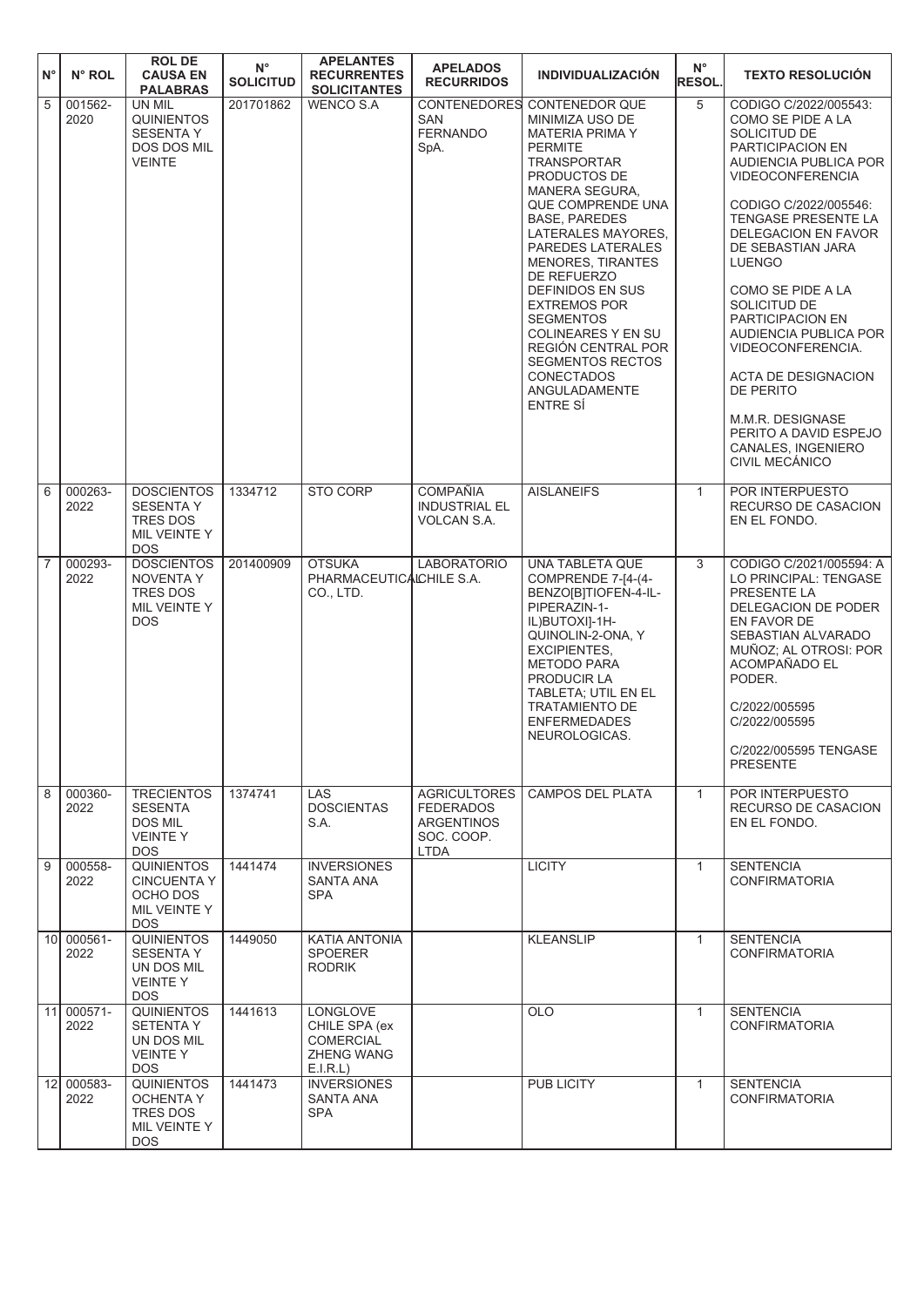| N° | N° ROL | ROL DE CAUSA EN PALABRAS | N° SOLICITUD | APELANTES RECURRENTES SOLICITANTES | APELADOS RECURRIDOS | INDIVIDUALIZACIÓN | N° RESOL. | TEXTO RESOLUCIÓN |
|---|---|---|---|---|---|---|---|---|
| 5 | 001562-2020 | UN MIL QUINIENTOS SESENTA Y DOS DOS MIL VEINTE | 201701862 | WENCO S.A | CONTENEDORES SAN FERNANDO SpA. | CONTENEDOR QUE MINIMIZA USO DE MATERIA PRIMA Y PERMITE TRANSPORTAR PRODUCTOS DE MANERA SEGURA, QUE COMPRENDE UNA BASE, PAREDES LATERALES MAYORES, PAREDES LATERALES MENORES, TIRANTES DE REFUERZO DEFINIDOS EN SUS EXTREMOS POR SEGMENTOS COLINEARES Y EN SU REGIÓN CENTRAL POR SEGMENTOS RECTOS CONECTADOS ANGULADAMENTE ENTRE SÍ | 5 | CODIGO C/2022/005543: COMO SE PIDE A LA SOLICITUD DE PARTICIPACION EN AUDIENCIA PUBLICA POR VIDEOCONFERENCIA<br><br>CODIGO C/2022/005546: TENGASE PRESENTE LA DELEGACION EN FAVOR DE SEBASTIAN JARA LUENGO<br><br>COMO SE PIDE A LA SOLICITUD DE PARTICIPACION EN AUDIENCIA PUBLICA POR VIDEOCONFERENCIA.<br><br>ACTA DE DESIGNACION DE PERITO<br><br>M.M.R. DESIGNASE PERITO A DAVID ESPEJO CANALES, INGENIERO CIVIL MECÁNICO |
| 6 | 000263-2022 | DOSCIENTOS SESENTA Y TRES DOS MIL VEINTE Y DOS | 1334712 | STO CORP | COMPAÑIA INDUSTRIAL EL VOLCAN S.A. | AISLANEIFS | 1 | POR INTERPUESTO RECURSO DE CASACION EN EL FONDO. |
| 7 | 000293-2022 | DOSCIENTOS NOVENTA Y TRES DOS MIL VEINTE Y DOS | 201400909 | OTSUKA PHARMACEUTICAL CO., LTD. | LABORATORIO CHILE S.A. | UNA TABLETA QUE COMPRENDE 7-[4-(4-BENZO[B]TIOFEN-4-IL-PIPERAZIN-1-IL)BUTOXI]-1H-QUINOLIN-2-ONA, Y EXCIPIENTES, METODO PARA PRODUCIR LA TABLETA; UTIL EN EL TRATAMIENTO DE ENFERMEDADES NEUROLOGICAS. | 3 | CODIGO C/2021/005594: A LO PRINCIPAL: TENGASE PRESENTE LA DELEGACION DE PODER EN FAVOR DE SEBASTIAN ALVARADO MUÑOZ; AL OTROSI: POR ACOMPAÑADO EL PODER.<br><br>C/2022/005595<br>C/2022/005595<br><br>C/2022/005595 TENGASE PRESENTE |
| 8 | 000360-2022 | TRECIENTOS SESENTA DOS MIL VEINTE Y DOS | 1374741 | LAS DOSCIENTAS S.A. | AGRICULTORES FEDERADOS ARGENTINOS SOC. COOP. LTDA | CAMPOS DEL PLATA | 1 | POR INTERPUESTO RECURSO DE CASACION EN EL FONDO. |
| 9 | 000558-2022 | QUINIENTOS CINCUENTA Y OCHO DOS MIL VEINTE Y DOS | 1441474 | INVERSIONES SANTA ANA SPA | | LICITY | 1 | SENTENCIA CONFIRMATORIA |
| 10 | 000561-2022 | QUINIENTOS SESENTA Y UN DOS MIL VEINTE Y DOS | 1449050 | KATIA ANTONIA SPOERER RODRIK | | KLEANSLIP | 1 | SENTENCIA CONFIRMATORIA |
| 11 | 000571-2022 | QUINIENTOS SETENTA Y UN DOS MIL VEINTE Y DOS | 1441613 | LONGLOVE CHILE SPA (ex COMERCIAL ZHENG WANG E.I.R.L) | | OLO | 1 | SENTENCIA CONFIRMATORIA |
| 12 | 000583-2022 | QUINIENTOS OCHENTA Y TRES DOS MIL VEINTE Y DOS | 1441473 | INVERSIONES SANTA ANA SPA | | PUB LICITY | 1 | SENTENCIA CONFIRMATORIA |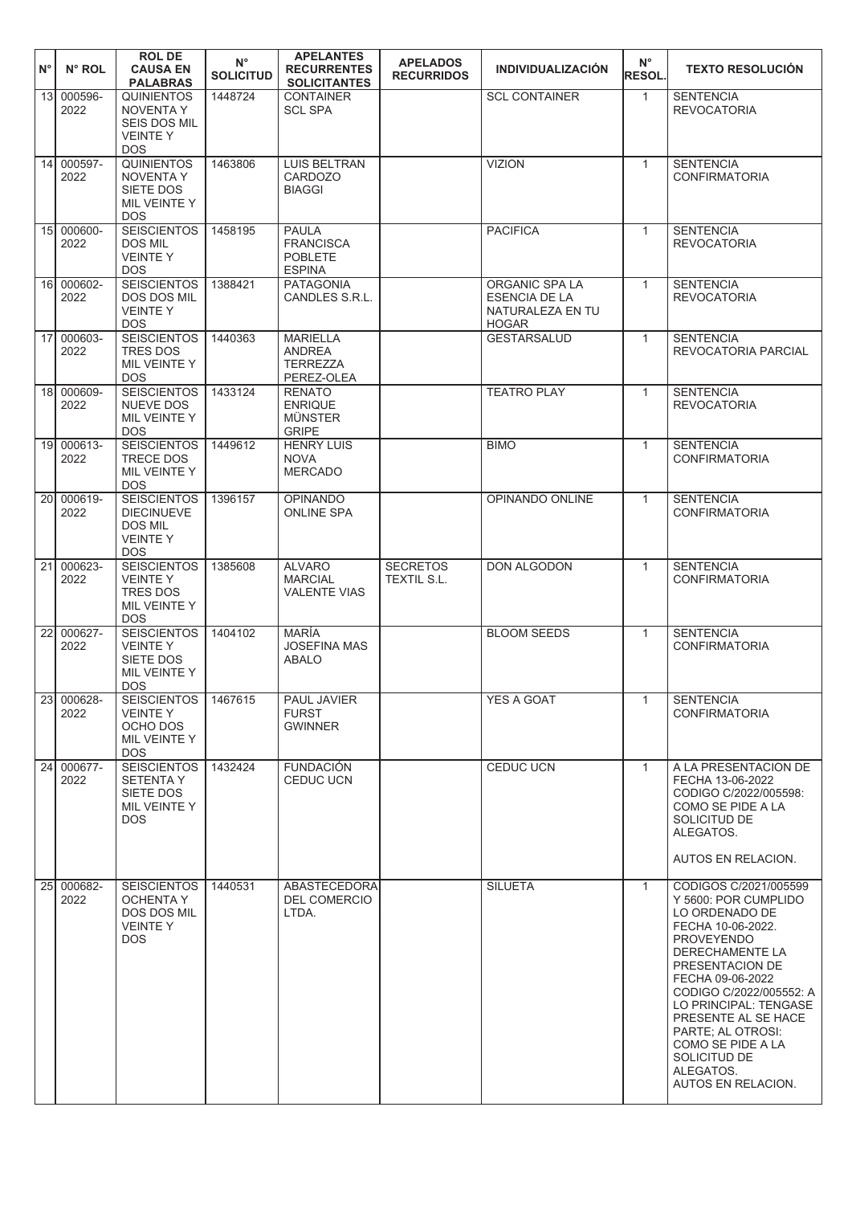| N° | N° ROL | ROL DE CAUSA EN PALABRAS | N° SOLICITUD | APELANTES RECURRENTES SOLICITANTES | APELADOS RECURRIDOS | INDIVIDUALIZACIÓN | N° RESOL. | TEXTO RESOLUCIÓN |
|---|---|---|---|---|---|---|---|---|
| 13 | 000596-2022 | QUINIENTOS NOVENTA Y SEIS DOS MIL VEINTE Y DOS | 1448724 | CONTAINER SCL SPA | | SCL CONTAINER | 1 | SENTENCIA REVOCATORIA |
| 14 | 000597-2022 | QUINIENTOS NOVENTA Y SIETE DOS MIL VEINTE Y DOS | 1463806 | LUIS BELTRAN CARDOZO BIAGGI | | VIZION | 1 | SENTENCIA CONFIRMATORIA |
| 15 | 000600-2022 | SEISCIENTOS DOS MIL VEINTE Y DOS | 1458195 | PAULA FRANCISCA POBLETE ESPINA | | PACIFICA | 1 | SENTENCIA REVOCATORIA |
| 16 | 000602-2022 | SEISCIENTOS DOS DOS MIL VEINTE Y DOS | 1388421 | PATAGONIA CANDLES S.R.L. | | ORGANIC SPA LA ESENCIA DE LA NATURALEZA EN TU HOGAR | 1 | SENTENCIA REVOCATORIA |
| 17 | 000603-2022 | SEISCIENTOS TRES DOS MIL VEINTE Y DOS | 1440363 | MARIELLA ANDREA TERREZZA PEREZ-OLEA | | GESTARSALUD | 1 | SENTENCIA REVOCATORIA PARCIAL |
| 18 | 000609-2022 | SEISCIENTOS NUEVE DOS MIL VEINTE Y DOS | 1433124 | RENATO ENRIQUE MÜNSTER GRIPE | | TEATRO PLAY | 1 | SENTENCIA REVOCATORIA |
| 19 | 000613-2022 | SEISCIENTOS TRECE DOS MIL VEINTE Y DOS | 1449612 | HENRY LUIS NOVA MERCADO | | BIMO | 1 | SENTENCIA CONFIRMATORIA |
| 20 | 000619-2022 | SEISCIENTOS DIECINUEVE DOS MIL VEINTE Y DOS | 1396157 | OPINANDO ONLINE SPA | | OPINANDO ONLINE | 1 | SENTENCIA CONFIRMATORIA |
| 21 | 000623-2022 | SEISCIENTOS VEINTE Y TRES DOS MIL VEINTE Y DOS | 1385608 | ALVARO MARCIAL VALENTE VIAS | SECRETOS TEXTIL S.L. | DON ALGODON | 1 | SENTENCIA CONFIRMATORIA |
| 22 | 000627-2022 | SEISCIENTOS VEINTE Y SIETE DOS MIL VEINTE Y DOS | 1404102 | MARÍA JOSEFINA MAS ABALO | | BLOOM SEEDS | 1 | SENTENCIA CONFIRMATORIA |
| 23 | 000628-2022 | SEISCIENTOS VEINTE Y OCHO DOS MIL VEINTE Y DOS | 1467615 | PAUL JAVIER FURST GWINNER | | YES A GOAT | 1 | SENTENCIA CONFIRMATORIA |
| 24 | 000677-2022 | SEISCIENTOS SETENTA Y SIETE DOS MIL VEINTE Y DOS | 1432424 | FUNDACIÓN CEDUC UCN | | CEDUC UCN | 1 | A LA PRESENTACION DE FECHA 13-06-2022 CODIGO C/2022/005598: COMO SE PIDE A LA SOLICITUD DE ALEGATOS. AUTOS EN RELACION. |
| 25 | 000682-2022 | SEISCIENTOS OCHENTA Y DOS DOS MIL VEINTE Y DOS | 1440531 | ABASTECEDORA DEL COMERCIO LTDA. | | SILUETA | 1 | CODIGOS C/2021/005599 Y 5600: POR CUMPLIDO LO ORDENADO DE FECHA 10-06-2022. PROVEYENDO DERECHAMENTE LA PRESENTACION DE FECHA 09-06-2022 CODIGO C/2022/005552: A LO PRINCIPAL: TENGASE PRESENTE AL SE HACE PARTE; AL OTROSI: COMO SE PIDE A LA SOLICITUD DE ALEGATOS. AUTOS EN RELACION. |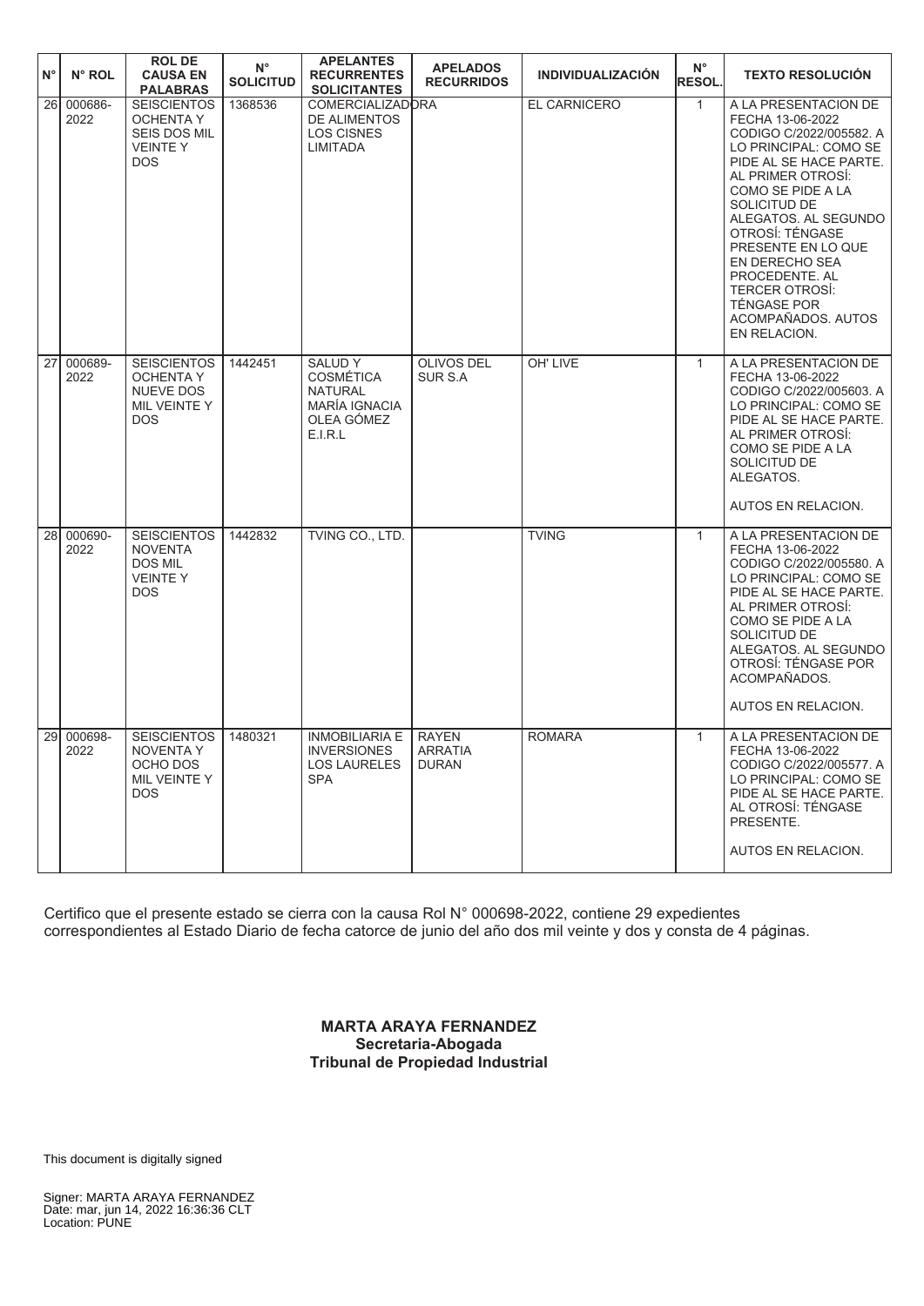| N° | N° ROL | ROL DE CAUSA EN PALABRAS | N° SOLICITUD | APELANTES RECURRENTES SOLICITANTES | APELADOS RECURRIDOS | INDIVIDUALIZACIÓN | N° RESOL. | TEXTO RESOLUCIÓN |
|---|---|---|---|---|---|---|---|---|
| 26 | 000686-2022 | SEISCIENTOS OCHENTA Y SEIS DOS MIL VEINTE Y DOS | 1368536 | COMERCIALIZADORA DE ALIMENTOS LOS CISNES LIMITADA | | EL CARNICERO | 1 | A LA PRESENTACION DE FECHA 13-06-2022 CODIGO C/2022/005582. A LO PRINCIPAL: COMO SE PIDE AL SE HACE PARTE. AL PRIMER OTROSÍ: COMO SE PIDE A LA SOLICITUD DE ALEGATOS. AL SEGUNDO OTROSÍ: TÉNGASE PRESENTE EN LO QUE EN DERECHO SEA PROCEDENTE. AL TERCER OTROSÍ: TÉNGASE POR ACOMPAÑADOS. AUTOS EN RELACION. |
| 27 | 000689-2022 | SEISCIENTOS OCHENTA Y NUEVE DOS MIL VEINTE Y DOS | 1442451 | SALUD Y COSMÉTICA NATURAL MARÍA IGNACIA OLEA GÓMEZ E.I.R.L | OLIVOS DEL SUR S.A | OH' LIVE | 1 | A LA PRESENTACION DE FECHA 13-06-2022 CODIGO C/2022/005603. A LO PRINCIPAL: COMO SE PIDE AL SE HACE PARTE. AL PRIMER OTROSÍ: COMO SE PIDE A LA SOLICITUD DE ALEGATOS. AUTOS EN RELACION. |
| 28 | 000690-2022 | SEISCIENTOS NOVENTA DOS MIL VEINTE Y DOS | 1442832 | TVING CO., LTD. | | TVING | 1 | A LA PRESENTACION DE FECHA 13-06-2022 CODIGO C/2022/005580. A LO PRINCIPAL: COMO SE PIDE AL SE HACE PARTE. AL PRIMER OTROSÍ: COMO SE PIDE A LA SOLICITUD DE ALEGATOS. AL SEGUNDO OTROSÍ: TÉNGASE POR ACOMPAÑADOS. AUTOS EN RELACION. |
| 29 | 000698-2022 | SEISCIENTOS NOVENTA Y OCHO DOS MIL VEINTE Y DOS | 1480321 | INMOBILIARIA E INVERSIONES LOS LAURELES SPA | RAYEN ARRATIA DURAN | ROMARA | 1 | A LA PRESENTACION DE FECHA 13-06-2022 CODIGO C/2022/005577. A LO PRINCIPAL: COMO SE PIDE AL SE HACE PARTE. AL OTROSÍ: TÉNGASE PRESENTE. AUTOS EN RELACION. |

Certifico que el presente estado se cierra con la causa Rol N° 000698-2022, contiene 29 expedientes correspondientes al Estado Diario de fecha catorce de junio del año dos mil veinte y dos y consta de 4 páginas.

**MARTA ARAYA FERNANDEZ**
**Secretaria-Abogada**
**Tribunal de Propiedad Industrial**

This document is digitally signed

Signer: MARTA ARAYA FERNANDEZ
Date: mar, jun 14, 2022 16:36:36 CLT
Location: PUNE